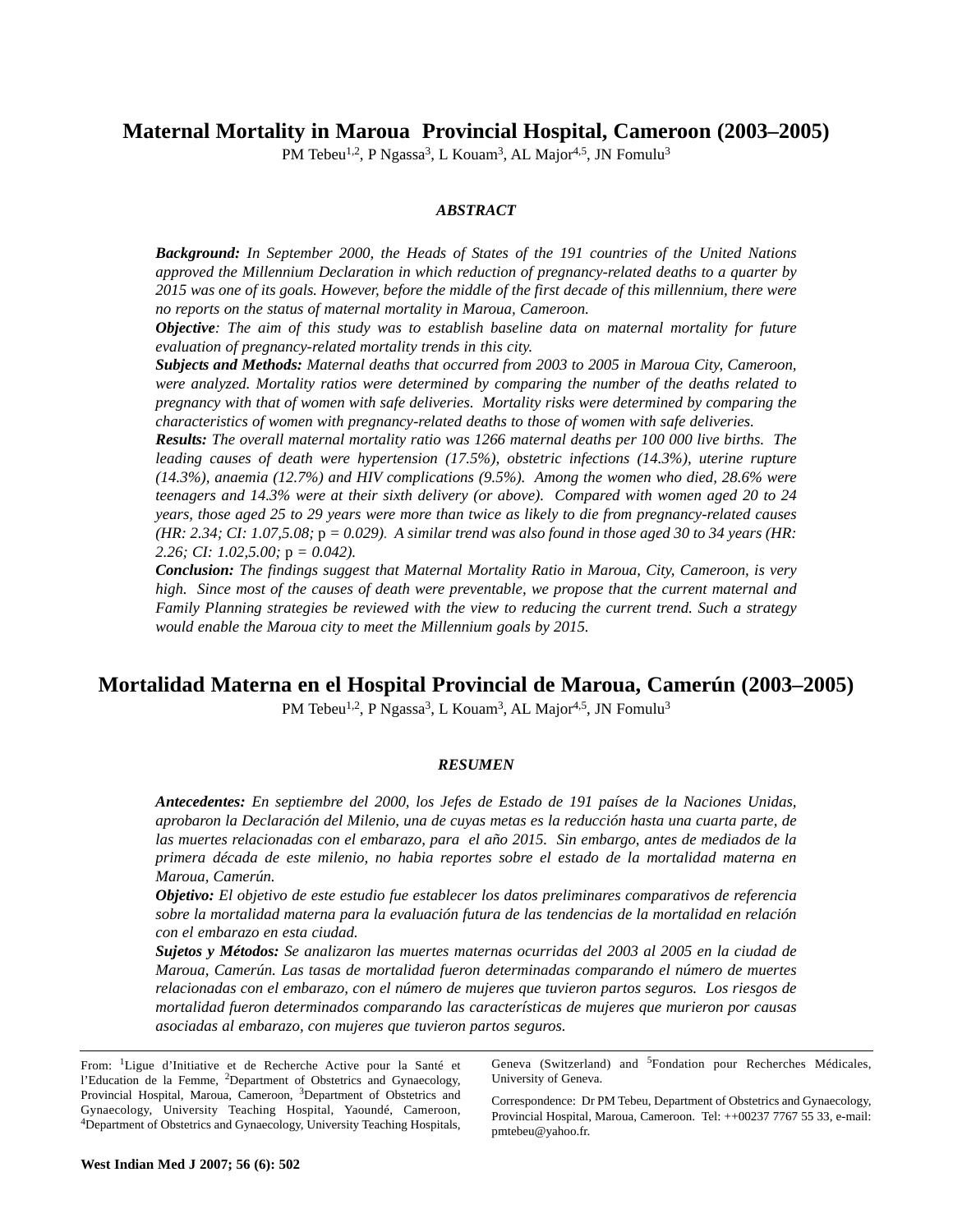# Maternal Mortality in Maroua Provincial Hospital, Cameroon (2003–2005)

PM Tebeu[1,2], P Ngassa[3], L Kouam[3], AL Major[4,5], JN Fomulu[3]

### *ABSTRACT*

***Background:*** *In September 2000, the Heads of States of the 191 countries of the United Nations approved the Millennium Declaration in which reduction of pregnancy-related deaths to a quarter by 2015 was one of its goals. However, before the middle of the first decade of this millennium, there were no reports on the status of maternal mortality in Maroua, Cameroon.*

***Objective****: The aim of this study was to establish baseline data on maternal mortality for future evaluation of pregnancy-related mortality trends in this city.*

***Subjects and Methods:*** *Maternal deaths that occurred from 2003 to 2005 in Maroua City, Cameroon, were analyzed. Mortality ratios were determined by comparing the number of the deaths related to pregnancy with that of women with safe deliveries. Mortality risks were determined by comparing the characteristics of women with pregnancy-related deaths to those of women with safe deliveries.*

***Results:*** *The overall maternal mortality ratio was 1266 maternal deaths per 100 000 live births. The leading causes of death were hypertension (17.5%), obstetric infections (14.3%), uterine rupture (14.3%), anaemia (12.7%) and HIV complications (9.5%). Among the women who died, 28.6% were teenagers and 14.3% were at their sixth delivery (or above). Compared with women aged 20 to 24 years, those aged 25 to 29 years were more than twice as likely to die from pregnancy-related causes (HR: 2.34; CI: 1.07,5.08;* p *= 0.029). A similar trend was also found in those aged 30 to 34 years (HR: 2.26; CI: 1.02,5.00;* p *= 0.042).*

***Conclusion:*** *The findings suggest that Maternal Mortality Ratio in Maroua, City, Cameroon, is very high. Since most of the causes of death were preventable, we propose that the current maternal and Family Planning strategies be reviewed with the view to reducing the current trend. Such a strategy would enable the Maroua city to meet the Millennium goals by 2015.*

# Mortalidad Materna en el Hospital Provincial de Maroua, Camerún (2003–2005)

PM Tebeu[1,2], P Ngassa[3], L Kouam[3], AL Major[4,5], JN Fomulu[3]

### *RESUMEN*

***Antecedentes:*** *En septiembre del 2000, los Jefes de Estado de 191 países de la Naciones Unidas, aprobaron la Declaración del Milenio, una de cuyas metas es la reducción hasta una cuarta parte, de las muertes relacionadas con el embarazo, para el año 2015. Sin embargo, antes de mediados de la primera década de este milenio, no habia reportes sobre el estado de la mortalidad materna en Maroua, Camerún.*

***Objetivo:*** *El objetivo de este estudio fue establecer los datos preliminares comparativos de referencia sobre la mortalidad materna para la evaluación futura de las tendencias de la mortalidad en relación con el embarazo en esta ciudad.*

***Sujetos y Métodos:*** *Se analizaron las muertes maternas ocurridas del 2003 al 2005 en la ciudad de Maroua, Camerún. Las tasas de mortalidad fueron determinadas comparando el número de muertes relacionadas con el embarazo, con el número de mujeres que tuvieron partos seguros. Los riesgos de mortalidad fueron determinados comparando las características de mujeres que murieron por causas asociadas al embarazo, con mujeres que tuvieron partos seguros.*

---

From: [1]Ligue d'Initiative et de Recherche Active pour la Santé et l'Education de la Femme, [2]Department of Obstetrics and Gynaecology, Provincial Hospital, Maroua, Cameroon, [3]Department of Obstetrics and Gynaecology, University Teaching Hospital, Yaoundé, Cameroon, [4]Department of Obstetrics and Gynaecology, University Teaching Hospitals, Geneva (Switzerland) and [5]Fondation pour Recherches Médicales, University of Geneva.

Correspondence: Dr PM Tebeu, Department of Obstetrics and Gynaecology, Provincial Hospital, Maroua, Cameroon. Tel: ++00237 7767 55 33, e-mail: pmtebeu@yahoo.fr.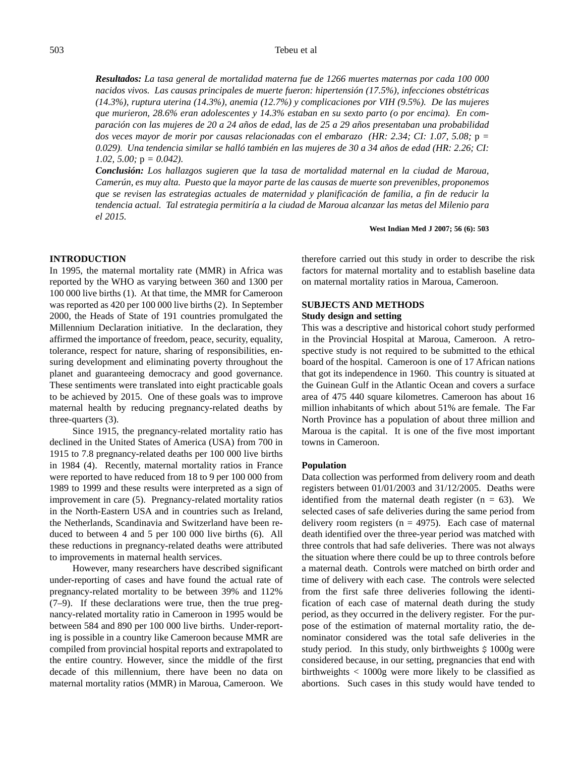***Resultados:*** *La tasa general de mortalidad materna fue de 1266 muertes maternas por cada 100 000 nacidos vivos. Las causas principales de muerte fueron: hipertensión (17.5%), infecciones obstétricas (14.3%), ruptura uterina (14.3%), anemia (12.7%) y complicaciones por VIH (9.5%). De las mujeres que murieron, 28.6% eran adolescentes y 14.3% estaban en su sexto parto (o por encima). En comparación con las mujeres de 20 a 24 años de edad, las de 25 a 29 años presentaban una probabilidad dos veces mayor de morir por causas relacionadas con el embarazo (HR: 2.34; CI: 1.07, 5.08;* p *= 0.029). Una tendencia similar se halló también en las mujeres de 30 a 34 años de edad (HR: 2.26; CI: 1.02, 5.00;* p *= 0.042).*

***Conclusión:*** *Los hallazgos sugieren que la tasa de mortalidad maternal en la ciudad de Maroua, Camerún, es muy alta. Puesto que la mayor parte de las causas de muerte son prevenibles, proponemos que se revisen las estrategias actuales de maternidad y planificación de familia, a fin de reducir la tendencia actual. Tal estrategia permitiría a la ciudad de Maroua alcanzar las metas del Milenio para el 2015.*

## INTRODUCTION

In 1995, the maternal mortality rate (MMR) in Africa was reported by the WHO as varying between 360 and 1300 per 100 000 live births (1). At that time, the MMR for Cameroon was reported as 420 per 100 000 live births (2). In September 2000, the Heads of State of 191 countries promulgated the Millennium Declaration initiative. In the declaration, they affirmed the importance of freedom, peace, security, equality, tolerance, respect for nature, sharing of responsibilities, ensuring development and eliminating poverty throughout the planet and guaranteeing democracy and good governance. These sentiments were translated into eight practicable goals to be achieved by 2015. One of these goals was to improve maternal health by reducing pregnancy-related deaths by three-quarters (3).

Since 1915, the pregnancy-related mortality ratio has declined in the United States of America (USA) from 700 in 1915 to 7.8 pregnancy-related deaths per 100 000 live births in 1984 (4). Recently, maternal mortality ratios in France were reported to have reduced from 18 to 9 per 100 000 from 1989 to 1999 and these results were interpreted as a sign of improvement in care (5). Pregnancy-related mortality ratios in the North-Eastern USA and in countries such as Ireland, the Netherlands, Scandinavia and Switzerland have been reduced to between 4 and 5 per 100 000 live births (6). All these reductions in pregnancy-related deaths were attributed to improvements in maternal health services.

However, many researchers have described significant under-reporting of cases and have found the actual rate of pregnancy-related mortality to be between 39% and 112% (7–9). If these declarations were true, then the true pregnancy-related mortality ratio in Cameroon in 1995 would be between 584 and 890 per 100 000 live births. Under-reporting is possible in a country like Cameroon because MMR are compiled from provincial hospital reports and extrapolated to the entire country. However, since the middle of the first decade of this millennium, there have been no data on maternal mortality ratios (MMR) in Maroua, Cameroon. We therefore carried out this study in order to describe the risk factors for maternal mortality and to establish baseline data on maternal mortality ratios in Maroua, Cameroon.

## SUBJECTS AND METHODS

### Study design and setting

This was a descriptive and historical cohort study performed in the Provincial Hospital at Maroua, Cameroon. A retrospective study is not required to be submitted to the ethical board of the hospital. Cameroon is one of 17 African nations that got its independence in 1960. This country is situated at the Guinean Gulf in the Atlantic Ocean and covers a surface area of 475 440 square kilometres. Cameroon has about 16 million inhabitants of which about 51% are female. The Far North Province has a population of about three million and Maroua is the capital. It is one of the five most important towns in Cameroon.

### Population

Data collection was performed from delivery room and death registers between 01/01/2003 and 31/12/2005. Deaths were identified from the maternal death register (n = 63). We selected cases of safe deliveries during the same period from delivery room registers (n = 4975). Each case of maternal death identified over the three-year period was matched with three controls that had safe deliveries. There was not always the situation where there could be up to three controls before a maternal death. Controls were matched on birth order and time of delivery with each case. The controls were selected from the first safe three deliveries following the identification of each case of maternal death during the study period, as they occurred in the delivery register. For the purpose of the estimation of maternal mortality ratio, the denominator considered was the total safe deliveries in the study period. In this study, only birthweights $\geq$ 1000g were considered because, in our setting, pregnancies that end with birthweights < 1000g were more likely to be classified as abortions. Such cases in this study would have tended to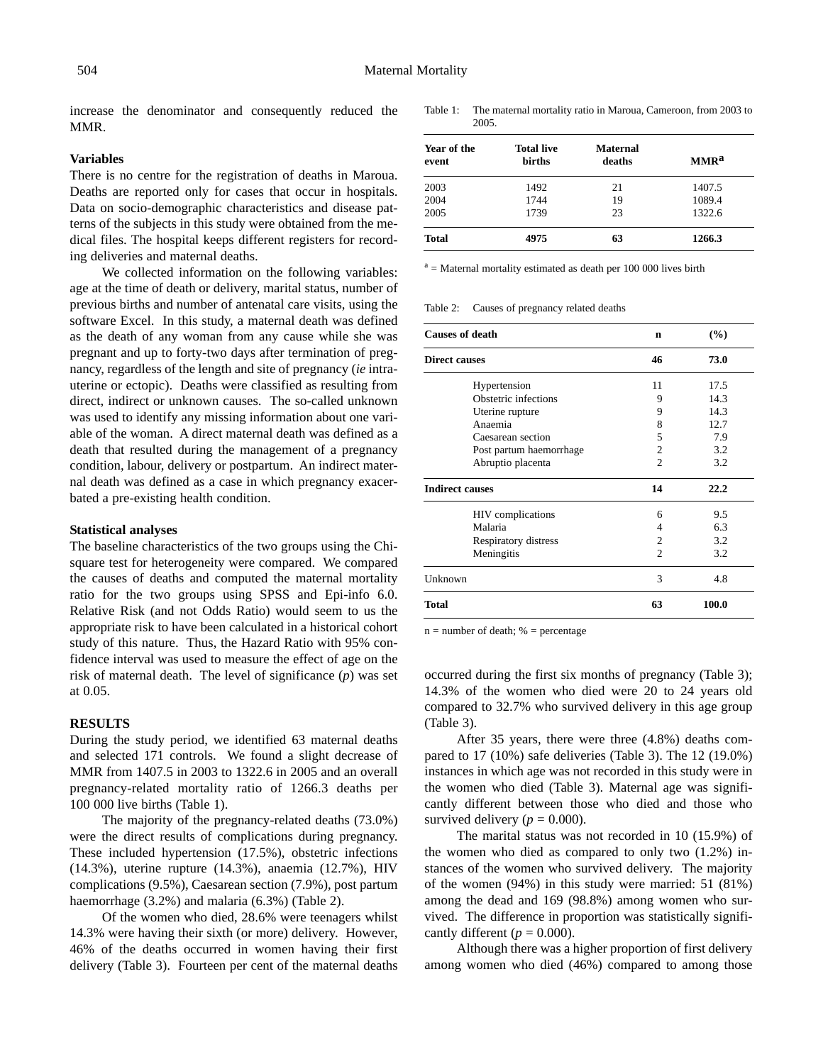increase the denominator and consequently reduced the MMR.

### Variables

There is no centre for the registration of deaths in Maroua. Deaths are reported only for cases that occur in hospitals. Data on socio-demographic characteristics and disease patterns of the subjects in this study were obtained from the medical files. The hospital keeps different registers for recording deliveries and maternal deaths.

We collected information on the following variables: age at the time of death or delivery, marital status, number of previous births and number of antenatal care visits, using the software Excel. In this study, a maternal death was defined as the death of any woman from any cause while she was pregnant and up to forty-two days after termination of pregnancy, regardless of the length and site of pregnancy (*ie* intrauterine or ectopic). Deaths were classified as resulting from direct, indirect or unknown causes. The so-called unknown was used to identify any missing information about one variable of the woman. A direct maternal death was defined as a death that resulted during the management of a pregnancy condition, labour, delivery or postpartum. An indirect maternal death was defined as a case in which pregnancy exacerbated a pre-existing health condition.

### Statistical analyses

The baseline characteristics of the two groups using the Chi-square test for heterogeneity were compared. We compared the causes of deaths and computed the maternal mortality ratio for the two groups using SPSS and Epi-info 6.0. Relative Risk (and not Odds Ratio) would seem to us the appropriate risk to have been calculated in a historical cohort study of this nature. Thus, the Hazard Ratio with 95% confidence interval was used to measure the effect of age on the risk of maternal death. The level of significance ($p$) was set at 0.05.

## RESULTS

During the study period, we identified 63 maternal deaths and selected 171 controls. We found a slight decrease of MMR from 1407.5 in 2003 to 1322.6 in 2005 and an overall pregnancy-related mortality ratio of 1266.3 deaths per 100 000 live births (Table 1).

The majority of the pregnancy-related deaths (73.0%) were the direct results of complications during pregnancy. These included hypertension (17.5%), obstetric infections (14.3%), uterine rupture (14.3%), anaemia (12.7%), HIV complications (9.5%), Caesarean section (7.9%), post partum haemorrhage (3.2%) and malaria (6.3%) (Table 2).

Of the women who died, 28.6% were teenagers whilst 14.3% were having their sixth (or more) delivery. However, 46% of the deaths occurred in women having their first delivery (Table 3). Fourteen per cent of the maternal deaths

Table 1: The maternal mortality ratio in Maroua, Cameroon, from 2003 to 2005.

| Year of the event | Total live births | Maternal deaths | MMR[a] |
|---|---|---|---|
| 2003 | 1492 | 21 | 1407.5 |
| 2004 | 1744 | 19 | 1089.4 |
| 2005 | 1739 | 23 | 1322.6 |
| **Total** | **4975** | **63** | **1266.3** |

[a] = Maternal mortality estimated as death per 100 000 lives birth

Table 2: Causes of pregnancy related deaths

| Causes of death | n | (%) |
|---|---|---|
| **Direct causes** | **46** | **73.0** |
| Hypertension | 11 | 17.5 |
| Obstetric infections | 9 | 14.3 |
| Uterine rupture | 9 | 14.3 |
| Anaemia | 8 | 12.7 |
| Caesarean section | 5 | 7.9 |
| Post partum haemorrhage | 2 | 3.2 |
| Abruptio placenta | 2 | 3.2 |
| **Indirect causes** | **14** | **22.2** |
| HIV complications | 6 | 9.5 |
| Malaria | 4 | 6.3 |
| Respiratory distress | 2 | 3.2 |
| Meningitis | 2 | 3.2 |
| Unknown | 3 | 4.8 |
| **Total** | **63** | **100.0** |

n = number of death; % = percentage

occurred during the first six months of pregnancy (Table 3); 14.3% of the women who died were 20 to 24 years old compared to 32.7% who survived delivery in this age group (Table 3).

After 35 years, there were three (4.8%) deaths compared to 17 (10%) safe deliveries (Table 3). The 12 (19.0%) instances in which age was not recorded in this study were in the women who died (Table 3). Maternal age was significantly different between those who died and those who survived delivery ($p = 0.000$).

The marital status was not recorded in 10 (15.9%) of the women who died as compared to only two (1.2%) instances of the women who survived delivery. The majority of the women (94%) in this study were married: 51 (81%) among the dead and 169 (98.8%) among women who survived. The difference in proportion was statistically significantly different ($p = 0.000$).

Although there was a higher proportion of first delivery among women who died (46%) compared to among those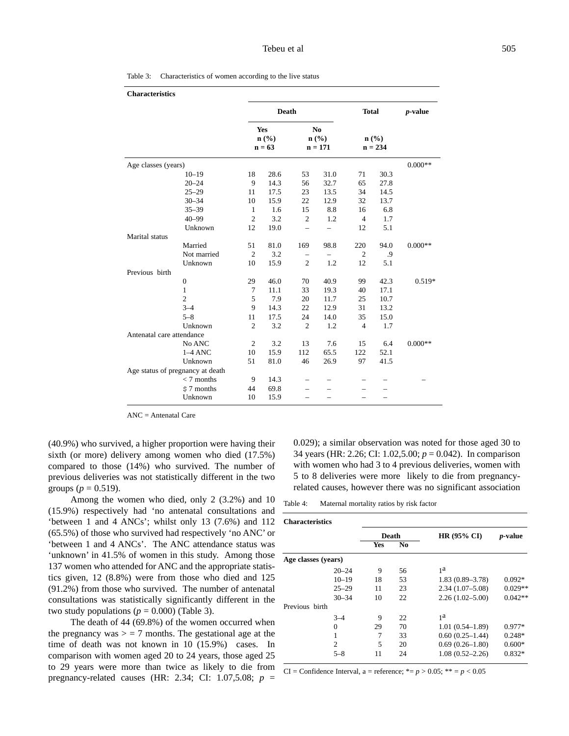Table 3: Characteristics of women according to the live status

| Characteristics | | Death | | | | Total | | p-value |
|---|---|---|---|---|---|---|---|---|
| | | Yes n (%) n = 63 | | No n (%) n = 171 | | n (%) n = 234 | | |
| Age classes (years) | | | | | | | | 0.000** |
| | 10–19 | 18 | 28.6 | 53 | 31.0 | 71 | 30.3 | |
| | 20–24 | 9 | 14.3 | 56 | 32.7 | 65 | 27.8 | |
| | 25–29 | 11 | 17.5 | 23 | 13.5 | 34 | 14.5 | |
| | 30–34 | 10 | 15.9 | 22 | 12.9 | 32 | 13.7 | |
| | 35–39 | 1 | 1.6 | 15 | 8.8 | 16 | 6.8 | |
| | 40–99 | 2 | 3.2 | 2 | 1.2 | 4 | 1.7 | |
| | Unknown | 12 | 19.0 | – | – | 12 | 5.1 | |
| Marital status | | | | | | | | |
| | Married | 51 | 81.0 | 169 | 98.8 | 220 | 94.0 | 0.000** |
| | Not married | 2 | 3.2 | – | – | 2 | .9 | |
| | Unknown | 10 | 15.9 | 2 | 1.2 | 12 | 5.1 | |
| Previous birth | | | | | | | | |
| | 0 | 29 | 46.0 | 70 | 40.9 | 99 | 42.3 | 0.519* |
| | 1 | 7 | 11.1 | 33 | 19.3 | 40 | 17.1 | |
| | 2 | 5 | 7.9 | 20 | 11.7 | 25 | 10.7 | |
| | 3–4 | 9 | 14.3 | 22 | 12.9 | 31 | 13.2 | |
| | 5–8 | 11 | 17.5 | 24 | 14.0 | 35 | 15.0 | |
| | Unknown | 2 | 3.2 | 2 | 1.2 | 4 | 1.7 | |
| Antenatal care attendance | | | | | | | | |
| | No ANC | 2 | 3.2 | 13 | 7.6 | 15 | 6.4 | 0.000** |
| | 1–4 ANC | 10 | 15.9 | 112 | 65.5 | 122 | 52.1 | |
| | Unknown | 51 | 81.0 | 46 | 26.9 | 97 | 41.5 | |
| Age status of pregnancy at death | | | | | | | | |
| | < 7 months | 9 | 14.3 | – | – | – | – | – |
| | $ 7 months | 44 | 69.8 | – | – | – | – | |
| | Unknown | 10 | 15.9 | – | – | – | – | |

ANC = Antenatal Care

(40.9%) who survived, a higher proportion were having their sixth (or more) delivery among women who died (17.5%) compared to those (14%) who survived. The number of previous deliveries was not statistically different in the two groups ($p = 0.519$).

Among the women who died, only 2 (3.2%) and 10 (15.9%) respectively had 'no antenatal consultations and 'between 1 and 4 ANCs'; whilst only 13 (7.6%) and 112 (65.5%) of those who survived had respectively 'no ANC' or 'between 1 and 4 ANCs'. The ANC attendance status was 'unknown' in 41.5% of women in this study. Among those 137 women who attended for ANC and the appropriate statistics given, 12 (8.8%) were from those who died and 125 (91.2%) from those who survived. The number of antenatal consultations was statistically significantly different in the two study populations ($p = 0.000$) (Table 3).

The death of 44 (69.8%) of the women occurred when the pregnancy was > = 7 months. The gestational age at the time of death was not known in 10 (15.9%) cases. In comparison with women aged 20 to 24 years, those aged 25 to 29 years were more than twice as likely to die from pregnancy-related causes (HR: 2.34; CI: 1.07,5.08; $p$ = 0.029); a similar observation was noted for those aged 30 to 34 years (HR: 2.26; CI: 1.02,5.00; $p = 0.042$). In comparison with women who had 3 to 4 previous deliveries, women with 5 to 8 deliveries were more likely to die from pregnancy-related causes, however there was no significant association

Table 4: Maternal mortality ratios by risk factor

| Characteristics | | Death | | HR (95% CI) | p-value |
|---|---|---|---|---|---|
| | | Yes | No | | |
| **Age classes (years)** | | | | | |
| | 20–24 | 9 | 56 | 1[a] | |
| | 10–19 | 18 | 53 | 1.83 (0.89–3.78) | 0.092* |
| | 25–29 | 11 | 23 | 2.34 (1.07–5.08) | 0.029** |
| | 30–34 | 10 | 22 | 2.26 (1.02–5.00) | 0.042** |
| Previous birth | | | | | |
| | 3–4 | 9 | 22 | 1[a] | |
| | 0 | 29 | 70 | 1.01 (0.54–1.89) | 0.977* |
| | 1 | 7 | 33 | 0.60 (0.25–1.44) | 0.248* |
| | 2 | 5 | 20 | 0.69 (0.26–1.80) | 0.600* |
| | 5–8 | 11 | 24 | 1.08 (0.52–2.26) | 0.832* |

CI = Confidence Interval, a = reference; *= $p > 0.05$; ** = $p < 0.05$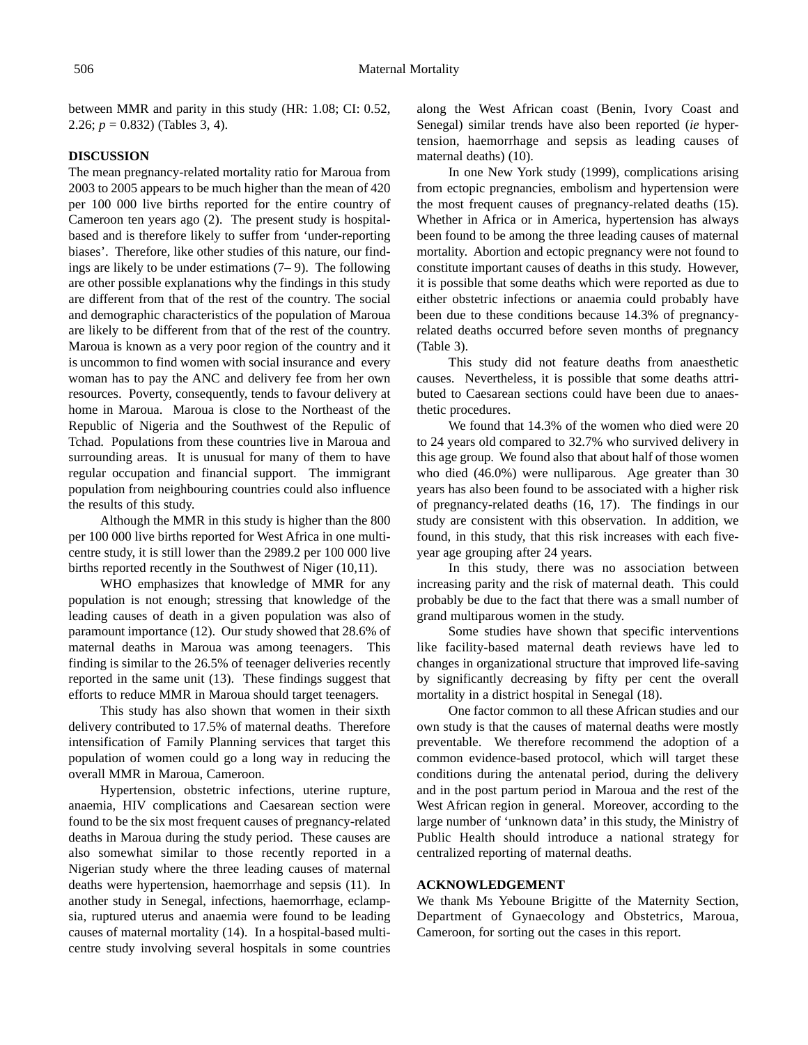between MMR and parity in this study (HR: 1.08; CI: 0.52, 2.26; $p = 0.832$) (Tables 3, 4).

## DISCUSSION

The mean pregnancy-related mortality ratio for Maroua from 2003 to 2005 appears to be much higher than the mean of 420 per 100 000 live births reported for the entire country of Cameroon ten years ago (2). The present study is hospital-based and is therefore likely to suffer from 'under-reporting biases'. Therefore, like other studies of this nature, our findings are likely to be under estimations (7– 9). The following are other possible explanations why the findings in this study are different from that of the rest of the country. The social and demographic characteristics of the population of Maroua are likely to be different from that of the rest of the country. Maroua is known as a very poor region of the country and it is uncommon to find women with social insurance and every woman has to pay the ANC and delivery fee from her own resources. Poverty, consequently, tends to favour delivery at home in Maroua. Maroua is close to the Northeast of the Republic of Nigeria and the Southwest of the Repulic of Tchad. Populations from these countries live in Maroua and surrounding areas. It is unusual for many of them to have regular occupation and financial support. The immigrant population from neighbouring countries could also influence the results of this study.

Although the MMR in this study is higher than the 800 per 100 000 live births reported for West Africa in one multi-centre study, it is still lower than the 2989.2 per 100 000 live births reported recently in the Southwest of Niger (10,11).

WHO emphasizes that knowledge of MMR for any population is not enough; stressing that knowledge of the leading causes of death in a given population was also of paramount importance (12). Our study showed that 28.6% of maternal deaths in Maroua was among teenagers. This finding is similar to the 26.5% of teenager deliveries recently reported in the same unit (13). These findings suggest that efforts to reduce MMR in Maroua should target teenagers.

This study has also shown that women in their sixth delivery contributed to 17.5% of maternal deaths. Therefore intensification of Family Planning services that target this population of women could go a long way in reducing the overall MMR in Maroua, Cameroon.

Hypertension, obstetric infections, uterine rupture, anaemia, HIV complications and Caesarean section were found to be the six most frequent causes of pregnancy-related deaths in Maroua during the study period. These causes are also somewhat similar to those recently reported in a Nigerian study where the three leading causes of maternal deaths were hypertension, haemorrhage and sepsis (11). In another study in Senegal, infections, haemorrhage, eclampsia, ruptured uterus and anaemia were found to be leading causes of maternal mortality (14). In a hospital-based multi-centre study involving several hospitals in some countries along the West African coast (Benin, Ivory Coast and Senegal) similar trends have also been reported (*ie* hypertension, haemorrhage and sepsis as leading causes of maternal deaths) (10).

In one New York study (1999), complications arising from ectopic pregnancies, embolism and hypertension were the most frequent causes of pregnancy-related deaths (15). Whether in Africa or in America, hypertension has always been found to be among the three leading causes of maternal mortality. Abortion and ectopic pregnancy were not found to constitute important causes of deaths in this study. However, it is possible that some deaths which were reported as due to either obstetric infections or anaemia could probably have been due to these conditions because 14.3% of pregnancy-related deaths occurred before seven months of pregnancy (Table 3).

This study did not feature deaths from anaesthetic causes. Nevertheless, it is possible that some deaths attributed to Caesarean sections could have been due to anaesthetic procedures.

We found that 14.3% of the women who died were 20 to 24 years old compared to 32.7% who survived delivery in this age group. We found also that about half of those women who died (46.0%) were nulliparous. Age greater than 30 years has also been found to be associated with a higher risk of pregnancy-related deaths (16, 17). The findings in our study are consistent with this observation. In addition, we found, in this study, that this risk increases with each five-year age grouping after 24 years.

In this study, there was no association between increasing parity and the risk of maternal death. This could probably be due to the fact that there was a small number of grand multiparous women in the study.

Some studies have shown that specific interventions like facility-based maternal death reviews have led to changes in organizational structure that improved life-saving by significantly decreasing by fifty per cent the overall mortality in a district hospital in Senegal (18).

One factor common to all these African studies and our own study is that the causes of maternal deaths were mostly preventable. We therefore recommend the adoption of a common evidence-based protocol, which will target these conditions during the antenatal period, during the delivery and in the post partum period in Maroua and the rest of the West African region in general. Moreover, according to the large number of 'unknown data' in this study, the Ministry of Public Health should introduce a national strategy for centralized reporting of maternal deaths.

## ACKNOWLEDGEMENT

We thank Ms Yeboune Brigitte of the Maternity Section, Department of Gynaecology and Obstetrics, Maroua, Cameroon, for sorting out the cases in this report.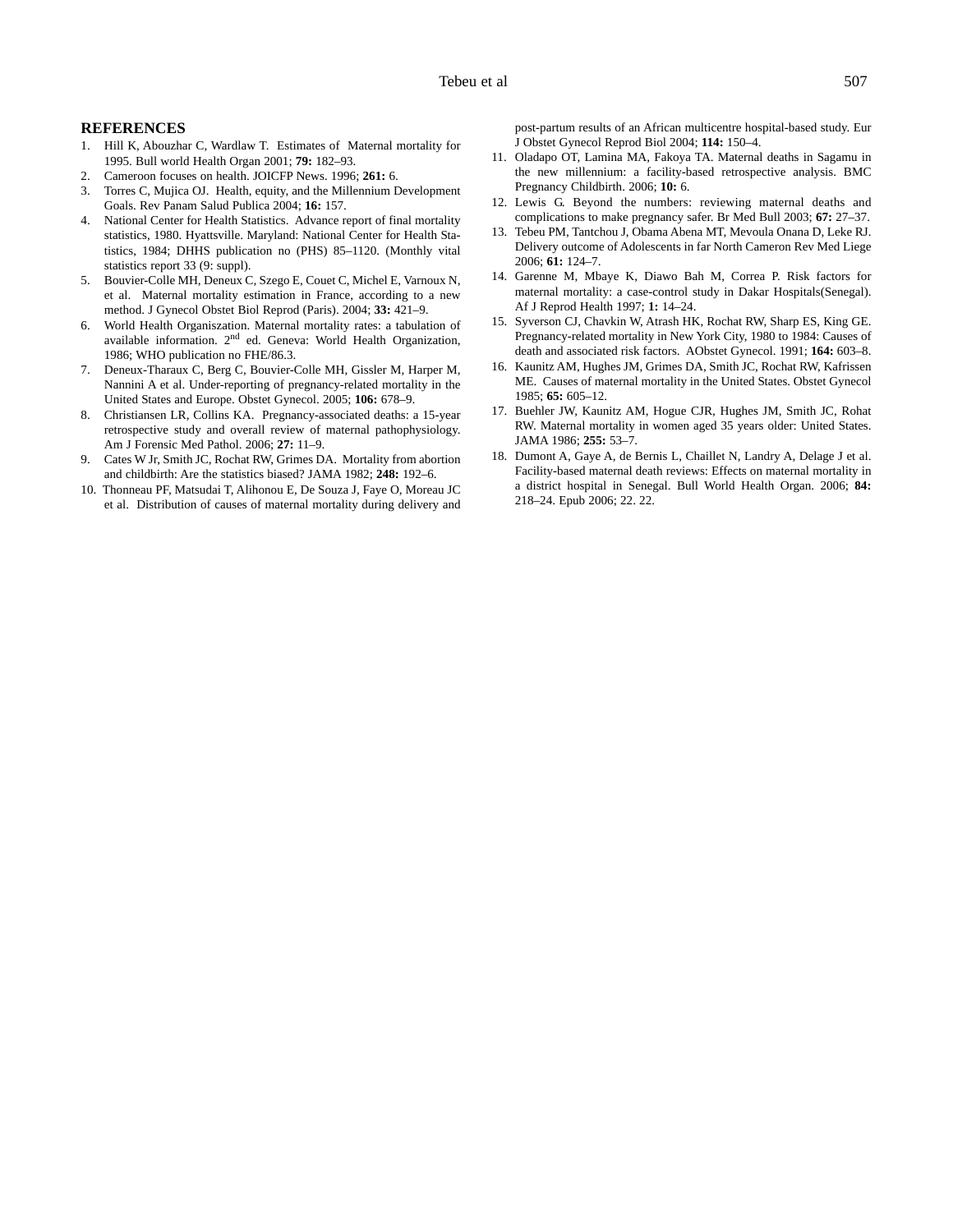## REFERENCES

1. Hill K, Abouzhar C, Wardlaw T. Estimates of Maternal mortality for 1995. Bull world Health Organ 2001; **79:** 182–93.
2. Cameroon focuses on health. JOICFP News. 1996; **261:** 6.
3. Torres C, Mujica OJ. Health, equity, and the Millennium Development Goals. Rev Panam Salud Publica 2004; **16:** 157.
4. National Center for Health Statistics. Advance report of final mortality statistics, 1980. Hyattsville. Maryland: National Center for Health Statistics, 1984; DHHS publication no (PHS) 85–1120. (Monthly vital statistics report 33 (9: suppl).
5. Bouvier-Colle MH, Deneux C, Szego E, Couet C, Michel E, Varnoux N, et al. Maternal mortality estimation in France, according to a new method. J Gynecol Obstet Biol Reprod (Paris). 2004; **33:** 421–9.
6. World Health Organiszation. Maternal mortality rates: a tabulation of available information. 2nd ed. Geneva: World Health Organization, 1986; WHO publication no FHE/86.3.
7. Deneux-Tharaux C, Berg C, Bouvier-Colle MH, Gissler M, Harper M, Nannini A et al. Under-reporting of pregnancy-related mortality in the United States and Europe. Obstet Gynecol. 2005; **106:** 678–9.
8. Christiansen LR, Collins KA. Pregnancy-associated deaths: a 15-year retrospective study and overall review of maternal pathophysiology. Am J Forensic Med Pathol. 2006; **27:** 11–9.
9. Cates W Jr, Smith JC, Rochat RW, Grimes DA. Mortality from abortion and childbirth: Are the statistics biased? JAMA 1982; **248:** 192–6.
10. Thonneau PF, Matsudai T, Alihonou E, De Souza J, Faye O, Moreau JC et al. Distribution of causes of maternal mortality during delivery and post-partum results of an African multicentre hospital-based study. Eur J Obstet Gynecol Reprod Biol 2004; **114:** 150–4.
11. Oladapo OT, Lamina MA, Fakoya TA. Maternal deaths in Sagamu in the new millennium: a facility-based retrospective analysis. BMC Pregnancy Childbirth. 2006; **10:** 6.
12. Lewis G. Beyond the numbers: reviewing maternal deaths and complications to make pregnancy safer. Br Med Bull 2003; **67:** 27–37.
13. Tebeu PM, Tantchou J, Obama Abena MT, Mevoula Onana D, Leke RJ. Delivery outcome of Adolescents in far North Cameron Rev Med Liege 2006; **61:** 124–7.
14. Garenne M, Mbaye K, Diawo Bah M, Correa P. Risk factors for maternal mortality: a case-control study in Dakar Hospitals(Senegal). Af J Reprod Health 1997; **1:** 14–24.
15. Syverson CJ, Chavkin W, Atrash HK, Rochat RW, Sharp ES, King GE. Pregnancy-related mortality in New York City, 1980 to 1984: Causes of death and associated risk factors. AObstet Gynecol. 1991; **164:** 603–8.
16. Kaunitz AM, Hughes JM, Grimes DA, Smith JC, Rochat RW, Kafrissen ME. Causes of maternal mortality in the United States. Obstet Gynecol 1985; **65:** 605–12.
17. Buehler JW, Kaunitz AM, Hogue CJR, Hughes JM, Smith JC, Rohat RW. Maternal mortality in women aged 35 years older: United States. JAMA 1986; **255:** 53–7.
18. Dumont A, Gaye A, de Bernis L, Chaillet N, Landry A, Delage J et al. Facility-based maternal death reviews: Effects on maternal mortality in a district hospital in Senegal. Bull World Health Organ. 2006; **84:** 218–24. Epub 2006; 22. 22.